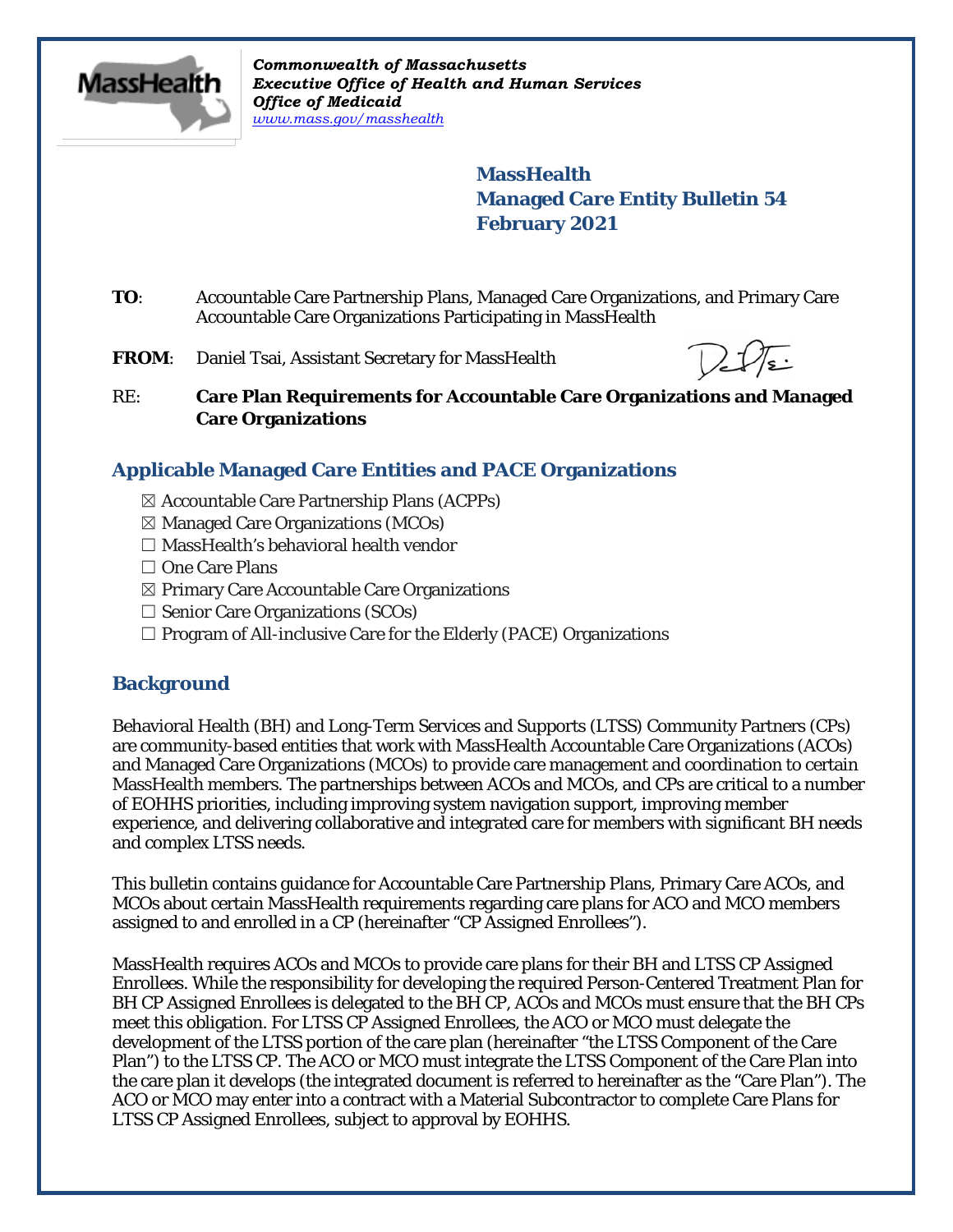*Commonwealth of Massachusetts*
*Executive Office of Health and Human Services*
*Office of Medicaid*
*www.mass.gov/masshealth*

# MassHealth
# Managed Care Entity Bulletin 54
# February 2021

**TO**: Accountable Care Partnership Plans, Managed Care Organizations, and Primary Care Accountable Care Organizations Participating in MassHealth

**FROM**: Daniel Tsai, Assistant Secretary for MassHealth

RE: **Care Plan Requirements for Accountable Care Organizations and Managed Care Organizations**

## Applicable Managed Care Entities and PACE Organizations

- ☒ Accountable Care Partnership Plans (ACPPs)
- ☒ Managed Care Organizations (MCOs)
- ☐ MassHealth's behavioral health vendor
- ☐ One Care Plans
- ☒ Primary Care Accountable Care Organizations
- ☐ Senior Care Organizations (SCOs)
- ☐ Program of All-inclusive Care for the Elderly (PACE) Organizations

## Background

Behavioral Health (BH) and Long-Term Services and Supports (LTSS) Community Partners (CPs) are community-based entities that work with MassHealth Accountable Care Organizations (ACOs) and Managed Care Organizations (MCOs) to provide care management and coordination to certain MassHealth members. The partnerships between ACOs and MCOs, and CPs are critical to a number of EOHHS priorities, including improving system navigation support, improving member experience, and delivering collaborative and integrated care for members with significant BH needs and complex LTSS needs.

This bulletin contains guidance for Accountable Care Partnership Plans, Primary Care ACOs, and MCOs about certain MassHealth requirements regarding care plans for ACO and MCO members assigned to and enrolled in a CP (hereinafter "CP Assigned Enrollees").

MassHealth requires ACOs and MCOs to provide care plans for their BH and LTSS CP Assigned Enrollees. While the responsibility for developing the required Person-Centered Treatment Plan for BH CP Assigned Enrollees is delegated to the BH CP, ACOs and MCOs must ensure that the BH CPs meet this obligation. For LTSS CP Assigned Enrollees, the ACO or MCO must delegate the development of the LTSS portion of the care plan (hereinafter "the LTSS Component of the Care Plan") to the LTSS CP. The ACO or MCO must integrate the LTSS Component of the Care Plan into the care plan it develops (the integrated document is referred to hereinafter as the "Care Plan"). The ACO or MCO may enter into a contract with a Material Subcontractor to complete Care Plans for LTSS CP Assigned Enrollees, subject to approval by EOHHS.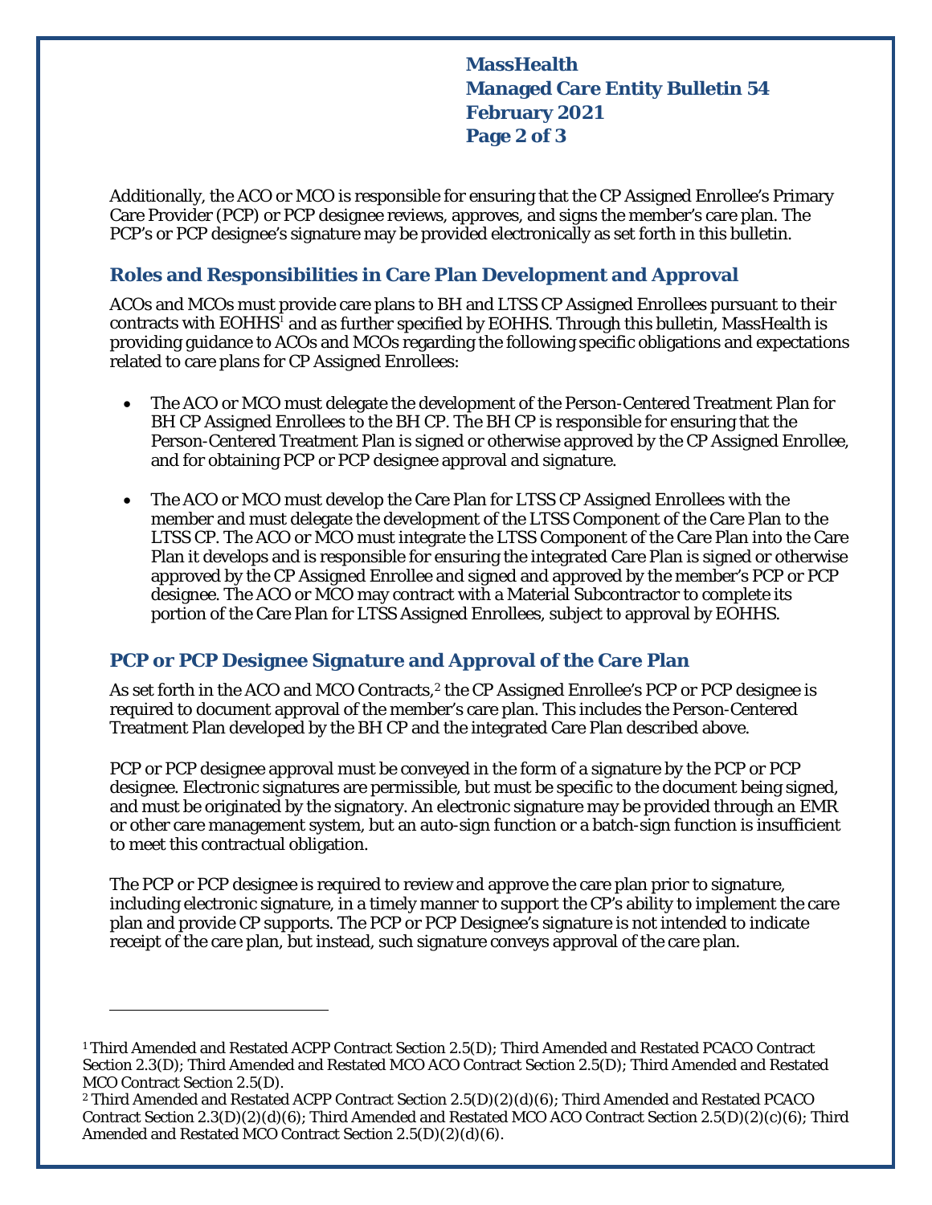Additionally, the ACO or MCO is responsible for ensuring that the CP Assigned Enrollee's Primary Care Provider (PCP) or PCP designee reviews, approves, and signs the member's care plan. The PCP's or PCP designee's signature may be provided electronically as set forth in this bulletin.

## Roles and Responsibilities in Care Plan Development and Approval

ACOs and MCOs must provide care plans to BH and LTSS CP Assigned Enrollees pursuant to their contracts with EOHHS[1] and as further specified by EOHHS. Through this bulletin, MassHealth is providing guidance to ACOs and MCOs regarding the following specific obligations and expectations related to care plans for CP Assigned Enrollees:

- The ACO or MCO must delegate the development of the Person-Centered Treatment Plan for BH CP Assigned Enrollees to the BH CP. The BH CP is responsible for ensuring that the Person-Centered Treatment Plan is signed or otherwise approved by the CP Assigned Enrollee, and for obtaining PCP or PCP designee approval and signature.

- The ACO or MCO must develop the Care Plan for LTSS CP Assigned Enrollees with the member and must delegate the development of the LTSS Component of the Care Plan to the LTSS CP. The ACO or MCO must integrate the LTSS Component of the Care Plan into the Care Plan it develops and is responsible for ensuring the integrated Care Plan is signed or otherwise approved by the CP Assigned Enrollee and signed and approved by the member's PCP or PCP designee. The ACO or MCO may contract with a Material Subcontractor to complete its portion of the Care Plan for LTSS Assigned Enrollees, subject to approval by EOHHS.

## PCP or PCP Designee Signature and Approval of the Care Plan

As set forth in the ACO and MCO Contracts,[2] the CP Assigned Enrollee's PCP or PCP designee is required to document approval of the member's care plan. This includes the Person-Centered Treatment Plan developed by the BH CP and the integrated Care Plan described above.

PCP or PCP designee approval must be conveyed in the form of a signature by the PCP or PCP designee. Electronic signatures are permissible, but must be specific to the document being signed, and must be originated by the signatory. An electronic signature may be provided through an EMR or other care management system, but an auto-sign function or a batch-sign function is insufficient to meet this contractual obligation.

The PCP or PCP designee is required to review and approve the care plan prior to signature, including electronic signature, in a timely manner to support the CP's ability to implement the care plan and provide CP supports. The PCP or PCP Designee's signature is not intended to indicate receipt of the care plan, but instead, such signature conveys approval of the care plan.

---

[1] Third Amended and Restated ACPP Contract Section 2.5(D); Third Amended and Restated PCACO Contract Section 2.3(D); Third Amended and Restated MCO ACO Contract Section 2.5(D); Third Amended and Restated MCO Contract Section 2.5(D).

[2] Third Amended and Restated ACPP Contract Section 2.5(D)(2)(d)(6); Third Amended and Restated PCACO Contract Section 2.3(D)(2)(d)(6); Third Amended and Restated MCO ACO Contract Section 2.5(D)(2)(c)(6); Third Amended and Restated MCO Contract Section 2.5(D)(2)(d)(6).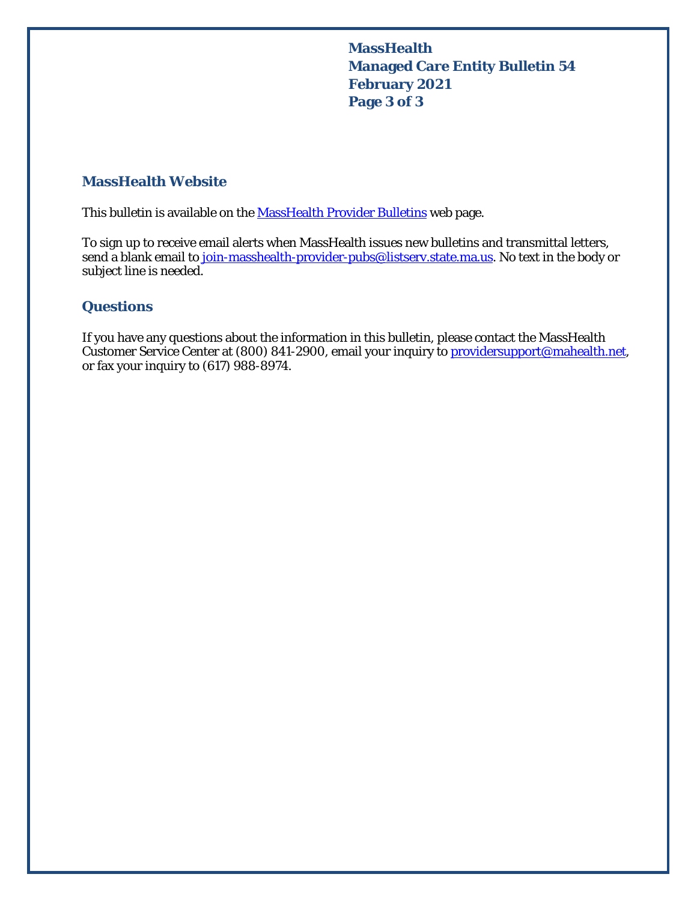## MassHealth Website

This bulletin is available on the [MassHealth Provider Bulletins]() web page.

To sign up to receive email alerts when MassHealth issues new bulletins and transmittal letters, send a blank email to join-masshealth-provider-pubs@listserv.state.ma.us. No text in the body or subject line is needed.

## Questions

If you have any questions about the information in this bulletin, please contact the MassHealth Customer Service Center at (800) 841-2900, email your inquiry to providersupport@mahealth.net, or fax your inquiry to (617) 988-8974.